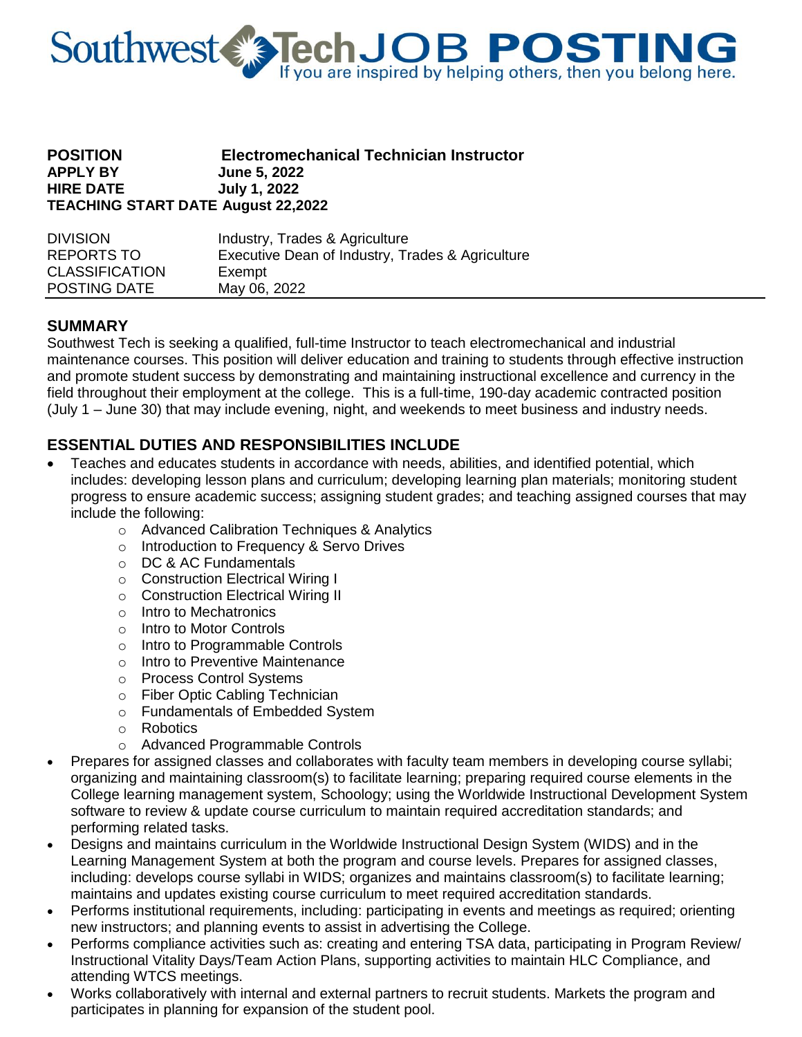# Southwest Tech JOB POSTING

If you are inspired by helping others, then you belong here.

| | |
|---|---|
| **POSITION** | **Electromechanical Technician Instructor** |
| **APPLY BY** | **June 5, 2022** |
| **HIRE DATE** | **July 1, 2022** |
| **TEACHING START DATE** | **August 22,2022** |

| | |
|---|---|
| DIVISION | Industry, Trades & Agriculture |
| REPORTS TO | Executive Dean of Industry, Trades & Agriculture |
| CLASSIFICATION | Exempt |
| POSTING DATE | May 06, 2022 |

## SUMMARY

Southwest Tech is seeking a qualified, full-time Instructor to teach electromechanical and industrial maintenance courses. This position will deliver education and training to students through effective instruction and promote student success by demonstrating and maintaining instructional excellence and currency in the field throughout their employment at the college. This is a full-time, 190-day academic contracted position (July 1 – June 30) that may include evening, night, and weekends to meet business and industry needs.

## ESSENTIAL DUTIES AND RESPONSIBILITIES INCLUDE

- Teaches and educates students in accordance with needs, abilities, and identified potential, which includes: developing lesson plans and curriculum; developing learning plan materials; monitoring student progress to ensure academic success; assigning student grades; and teaching assigned courses that may include the following:
  - Advanced Calibration Techniques & Analytics
  - Introduction to Frequency & Servo Drives
  - DC & AC Fundamentals
  - Construction Electrical Wiring I
  - Construction Electrical Wiring II
  - Intro to Mechatronics
  - Intro to Motor Controls
  - Intro to Programmable Controls
  - Intro to Preventive Maintenance
  - Process Control Systems
  - Fiber Optic Cabling Technician
  - Fundamentals of Embedded System
  - Robotics
  - Advanced Programmable Controls
- Prepares for assigned classes and collaborates with faculty team members in developing course syllabi; organizing and maintaining classroom(s) to facilitate learning; preparing required course elements in the College learning management system, Schoology; using the Worldwide Instructional Development System software to review & update course curriculum to maintain required accreditation standards; and performing related tasks.
- Designs and maintains curriculum in the Worldwide Instructional Design System (WIDS) and in the Learning Management System at both the program and course levels. Prepares for assigned classes, including: develops course syllabi in WIDS; organizes and maintains classroom(s) to facilitate learning; maintains and updates existing course curriculum to meet required accreditation standards.
- Performs institutional requirements, including: participating in events and meetings as required; orienting new instructors; and planning events to assist in advertising the College.
- Performs compliance activities such as: creating and entering TSA data, participating in Program Review/ Instructional Vitality Days/Team Action Plans, supporting activities to maintain HLC Compliance, and attending WTCS meetings.
- Works collaboratively with internal and external partners to recruit students. Markets the program and participates in planning for expansion of the student pool.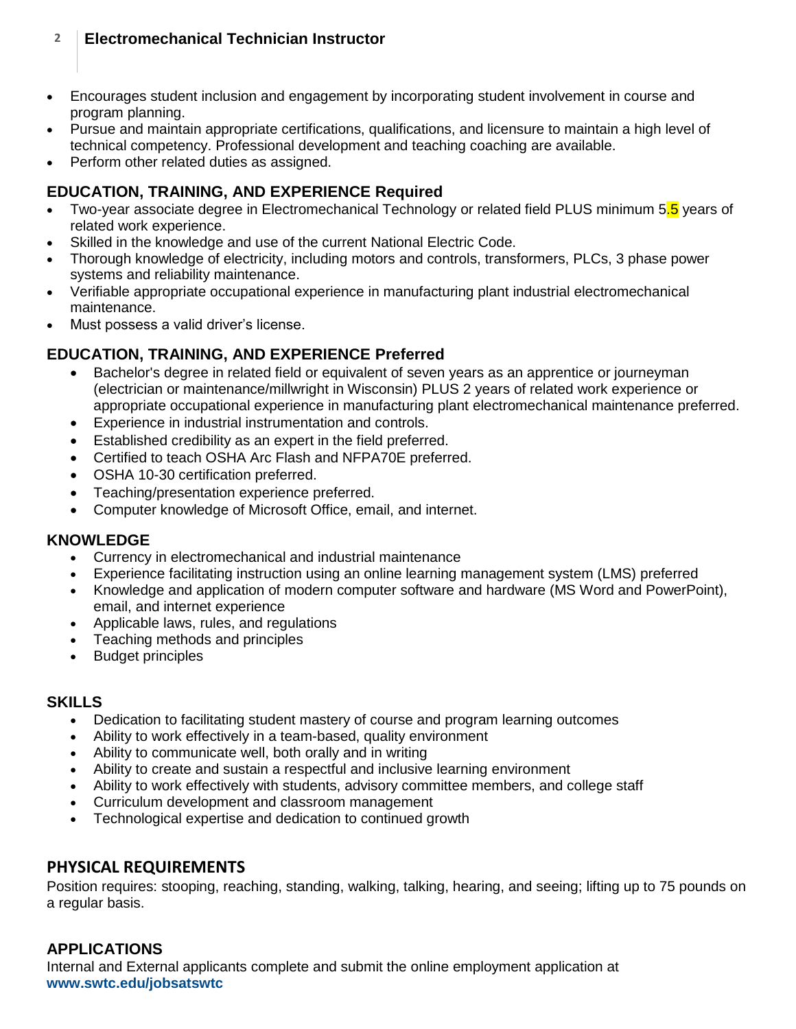- Encourages student inclusion and engagement by incorporating student involvement in course and program planning.
- Pursue and maintain appropriate certifications, qualifications, and licensure to maintain a high level of technical competency. Professional development and teaching coaching are available.
- Perform other related duties as assigned.

## EDUCATION, TRAINING, AND EXPERIENCE Required

- Two-year associate degree in Electromechanical Technology or related field PLUS minimum 5.5 years of related work experience.
- Skilled in the knowledge and use of the current National Electric Code.
- Thorough knowledge of electricity, including motors and controls, transformers, PLCs, 3 phase power systems and reliability maintenance.
- Verifiable appropriate occupational experience in manufacturing plant industrial electromechanical maintenance.
- Must possess a valid driver's license.

## EDUCATION, TRAINING, AND EXPERIENCE Preferred

- Bachelor's degree in related field or equivalent of seven years as an apprentice or journeyman (electrician or maintenance/millwright in Wisconsin) PLUS 2 years of related work experience or appropriate occupational experience in manufacturing plant electromechanical maintenance preferred.
- Experience in industrial instrumentation and controls.
- Established credibility as an expert in the field preferred.
- Certified to teach OSHA Arc Flash and NFPA70E preferred.
- OSHA 10-30 certification preferred.
- Teaching/presentation experience preferred.
- Computer knowledge of Microsoft Office, email, and internet.

## KNOWLEDGE

- Currency in electromechanical and industrial maintenance
- Experience facilitating instruction using an online learning management system (LMS) preferred
- Knowledge and application of modern computer software and hardware (MS Word and PowerPoint), email, and internet experience
- Applicable laws, rules, and regulations
- Teaching methods and principles
- Budget principles

## SKILLS

- Dedication to facilitating student mastery of course and program learning outcomes
- Ability to work effectively in a team-based, quality environment
- Ability to communicate well, both orally and in writing
- Ability to create and sustain a respectful and inclusive learning environment
- Ability to work effectively with students, advisory committee members, and college staff
- Curriculum development and classroom management
- Technological expertise and dedication to continued growth

## PHYSICAL REQUIREMENTS

Position requires: stooping, reaching, standing, walking, talking, hearing, and seeing; lifting up to 75 pounds on a regular basis.

## APPLICATIONS

Internal and External applicants complete and submit the online employment application at **www.swtc.edu/jobsatswtc**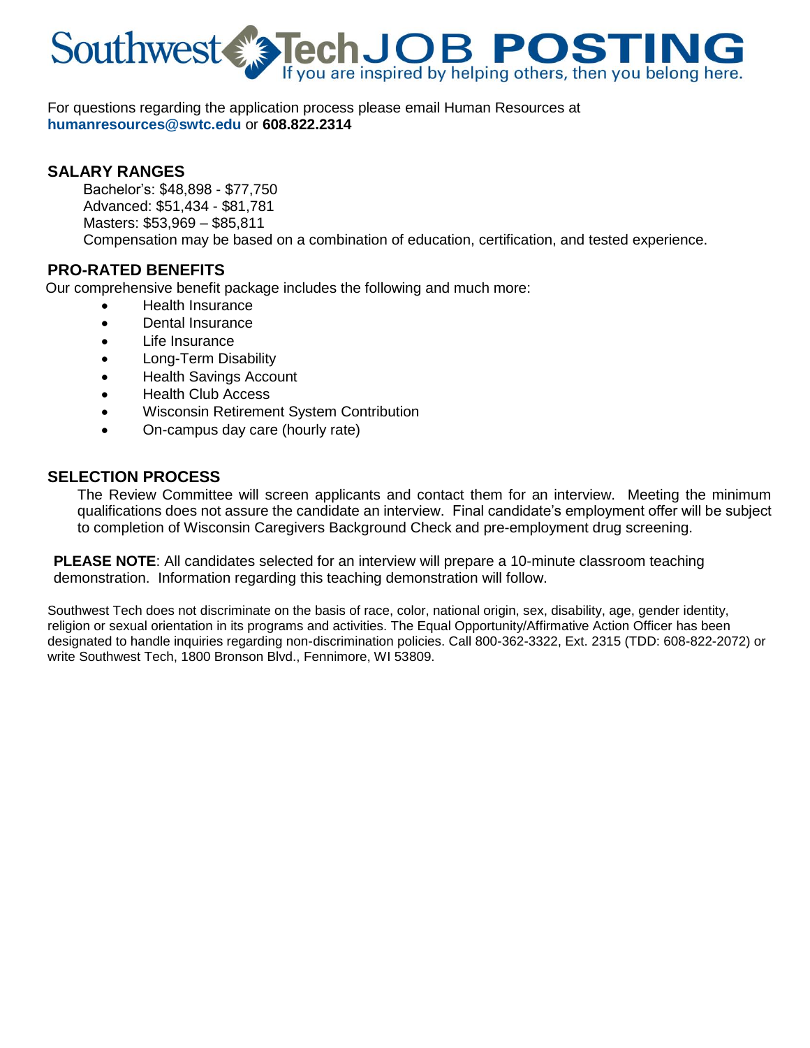# Southwest Tech JOB POSTING

If you are inspired by helping others, then you belong here.

For questions regarding the application process please email Human Resources at **humanresources@swtc.edu** or **608.822.2314**

## SALARY RANGES

Bachelor's: $48,898 - $77,750
Advanced: $51,434 - $81,781
Masters: $53,969 – $85,811
Compensation may be based on a combination of education, certification, and tested experience.

## PRO-RATED BENEFITS

Our comprehensive benefit package includes the following and much more:

- Health Insurance
- Dental Insurance
- Life Insurance
- Long-Term Disability
- Health Savings Account
- Health Club Access
- Wisconsin Retirement System Contribution
- On-campus day care (hourly rate)

## SELECTION PROCESS

The Review Committee will screen applicants and contact them for an interview. Meeting the minimum qualifications does not assure the candidate an interview. Final candidate's employment offer will be subject to completion of Wisconsin Caregivers Background Check and pre-employment drug screening.

**PLEASE NOTE**: All candidates selected for an interview will prepare a 10-minute classroom teaching demonstration. Information regarding this teaching demonstration will follow.

Southwest Tech does not discriminate on the basis of race, color, national origin, sex, disability, age, gender identity, religion or sexual orientation in its programs and activities. The Equal Opportunity/Affirmative Action Officer has been designated to handle inquiries regarding non-discrimination policies. Call 800-362-3322, Ext. 2315 (TDD: 608-822-2072) or write Southwest Tech, 1800 Bronson Blvd., Fennimore, WI 53809.